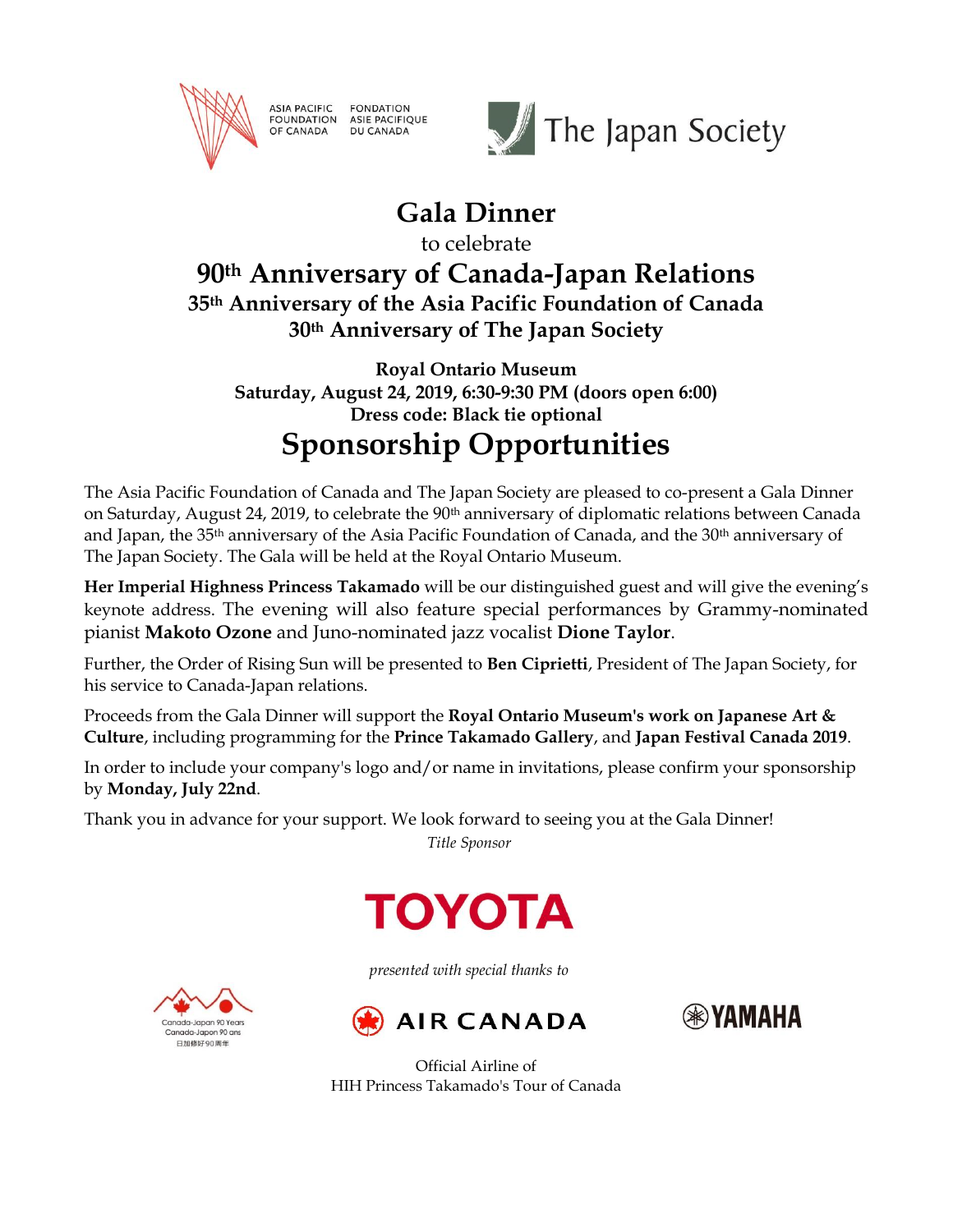ASIA PACIFIC FOUNDATION OF CANADA FONDATION ASIE PACIFIQUE DU CANADA

The Japan Society

# Gala Dinner

to celebrate

## 90th Anniversary of Canada-Japan Relations

### 35th Anniversary of the Asia Pacific Foundation of Canada
### 30th Anniversary of The Japan Society

**Royal Ontario Museum**
**Saturday, August 24, 2019, 6:30-9:30 PM (doors open 6:00)**
**Dress code: Black tie optional**

# Sponsorship Opportunities

The Asia Pacific Foundation of Canada and The Japan Society are pleased to co-present a Gala Dinner on Saturday, August 24, 2019, to celebrate the 90th anniversary of diplomatic relations between Canada and Japan, the 35th anniversary of the Asia Pacific Foundation of Canada, and the 30th anniversary of The Japan Society. The Gala will be held at the Royal Ontario Museum.

**Her Imperial Highness Princess Takamado** will be our distinguished guest and will give the evening's keynote address. The evening will also feature special performances by Grammy-nominated pianist **Makoto Ozone** and Juno-nominated jazz vocalist **Dione Taylor**.

Further, the Order of Rising Sun will be presented to **Ben Ciprietti**, President of The Japan Society, for his service to Canada-Japan relations.

Proceeds from the Gala Dinner will support the **Royal Ontario Museum's work on Japanese Art & Culture**, including programming for the **Prince Takamado Gallery**, and **Japan Festival Canada 2019**.

In order to include your company's logo and/or name in invitations, please confirm your sponsorship by **Monday, July 22nd**.

Thank you in advance for your support. We look forward to seeing you at the Gala Dinner!

*Title Sponsor*

TOYOTA

*presented with special thanks to*

Canada-Japan 90 Years
Canada-Japon 90 ans
日加修好90周年

AIR CANADA

YAMAHA

Official Airline of
HIH Princess Takamado's Tour of Canada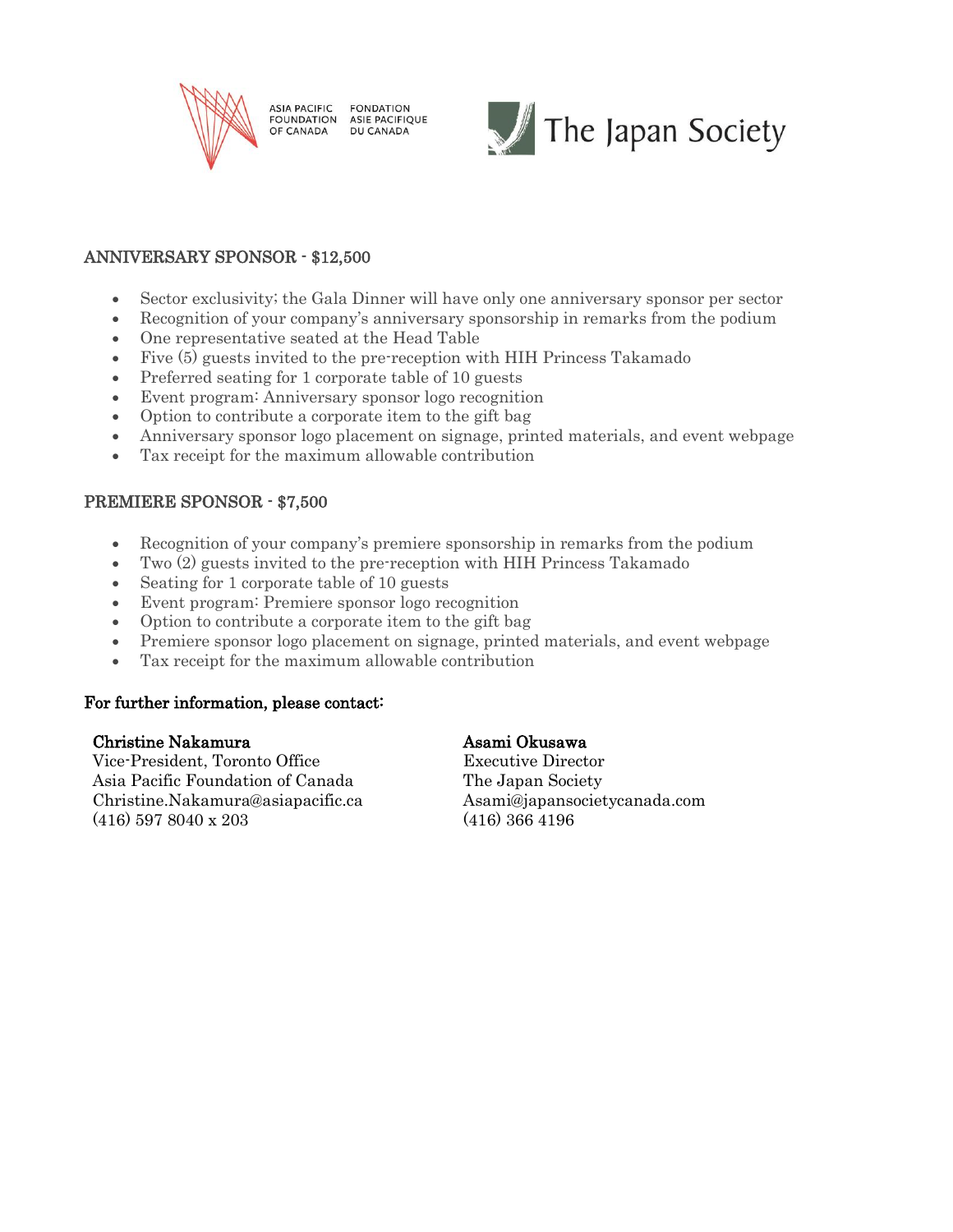ASIA PACIFIC FOUNDATION OF CANADA | FONDATION ASIE PACIFIQUE DU CANADA

The Japan Society

## ANNIVERSARY SPONSOR - $12,500

- Sector exclusivity; the Gala Dinner will have only one anniversary sponsor per sector
- Recognition of your company's anniversary sponsorship in remarks from the podium
- One representative seated at the Head Table
- Five (5) guests invited to the pre-reception with HIH Princess Takamado
- Preferred seating for 1 corporate table of 10 guests
- Event program: Anniversary sponsor logo recognition
- Option to contribute a corporate item to the gift bag
- Anniversary sponsor logo placement on signage, printed materials, and event webpage
- Tax receipt for the maximum allowable contribution

## PREMIERE SPONSOR - $7,500

- Recognition of your company's premiere sponsorship in remarks from the podium
- Two (2) guests invited to the pre-reception with HIH Princess Takamado
- Seating for 1 corporate table of 10 guests
- Event program: Premiere sponsor logo recognition
- Option to contribute a corporate item to the gift bag
- Premiere sponsor logo placement on signage, printed materials, and event webpage
- Tax receipt for the maximum allowable contribution

**For further information, please contact:**

**Christine Nakamura**
Vice-President, Toronto Office
Asia Pacific Foundation of Canada
Christine.Nakamura@asiapacific.ca
(416) 597 8040 x 203

**Asami Okusawa**
Executive Director
The Japan Society
Asami@japansocietycanada.com
(416) 366 4196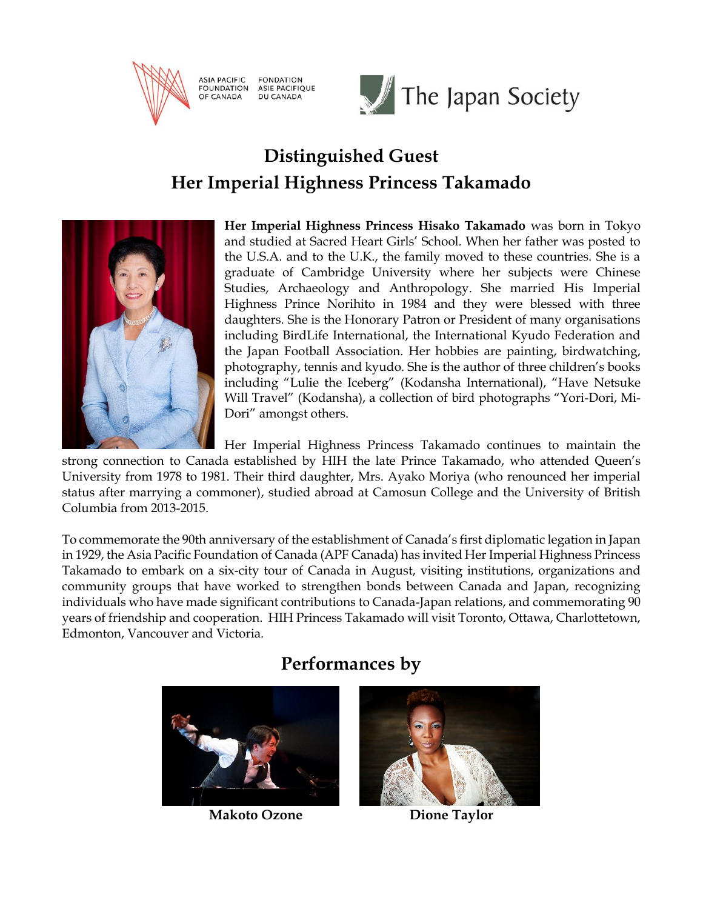ASIA PACIFIC FOUNDATION OF CANADA | FONDATION ASIE PACIFIQUE DU CANADA

The Japan Society

# Distinguished Guest
# Her Imperial Highness Princess Takamado

**Her Imperial Highness Princess Hisako Takamado** was born in Tokyo and studied at Sacred Heart Girls' School. When her father was posted to the U.S.A. and to the U.K., the family moved to these countries. She is a graduate of Cambridge University where her subjects were Chinese Studies, Archaeology and Anthropology. She married His Imperial Highness Prince Norihito in 1984 and they were blessed with three daughters. She is the Honorary Patron or President of many organisations including BirdLife International, the International Kyudo Federation and the Japan Football Association. Her hobbies are painting, birdwatching, photography, tennis and kyudo. She is the author of three children's books including "Lulie the Iceberg" (Kodansha International), "Have Netsuke Will Travel" (Kodansha), a collection of bird photographs "Yori-Dori, Mi-Dori" amongst others.

Her Imperial Highness Princess Takamado continues to maintain the strong connection to Canada established by HIH the late Prince Takamado, who attended Queen's University from 1978 to 1981. Their third daughter, Mrs. Ayako Moriya (who renounced her imperial status after marrying a commoner), studied abroad at Camosun College and the University of British Columbia from 2013-2015.

To commemorate the 90th anniversary of the establishment of Canada's first diplomatic legation in Japan in 1929, the Asia Pacific Foundation of Canada (APF Canada) has invited Her Imperial Highness Princess Takamado to embark on a six-city tour of Canada in August, visiting institutions, organizations and community groups that have worked to strengthen bonds between Canada and Japan, recognizing individuals who have made significant contributions to Canada-Japan relations, and commemorating 90 years of friendship and cooperation. HIH Princess Takamado will visit Toronto, Ottawa, Charlottetown, Edmonton, Vancouver and Victoria.

## Performances by

**Makoto Ozone**

**Dione Taylor**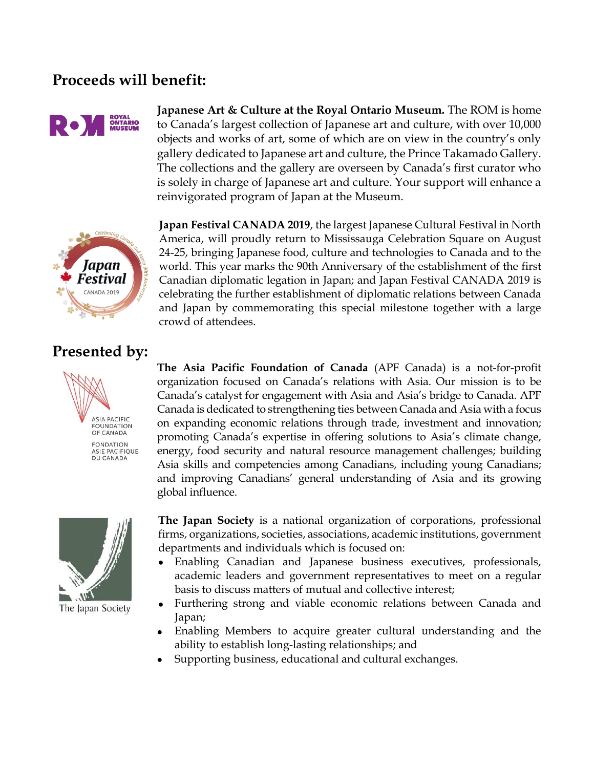## Proceeds will benefit:

**Japanese Art & Culture at the Royal Ontario Museum.** The ROM is home to Canada's largest collection of Japanese art and culture, with over 10,000 objects and works of art, some of which are on view in the country's only gallery dedicated to Japanese art and culture, the Prince Takamado Gallery. The collections and the gallery are overseen by Canada's first curator who is solely in charge of Japanese art and culture. Your support will enhance a reinvigorated program of Japan at the Museum.

**Japan Festival CANADA 2019**, the largest Japanese Cultural Festival in North America, will proudly return to Mississauga Celebration Square on August 24-25, bringing Japanese food, culture and technologies to Canada and to the world. This year marks the 90th Anniversary of the establishment of the first Canadian diplomatic legation in Japan; and Japan Festival CANADA 2019 is celebrating the further establishment of diplomatic relations between Canada and Japan by commemorating this special milestone together with a large crowd of attendees.

## Presented by:

**The Asia Pacific Foundation of Canada** (APF Canada) is a not-for-profit organization focused on Canada's relations with Asia. Our mission is to be Canada's catalyst for engagement with Asia and Asia's bridge to Canada. APF Canada is dedicated to strengthening ties between Canada and Asia with a focus on expanding economic relations through trade, investment and innovation; promoting Canada's expertise in offering solutions to Asia's climate change, energy, food security and natural resource management challenges; building Asia skills and competencies among Canadians, including young Canadians; and improving Canadians' general understanding of Asia and its growing global influence.

**The Japan Society** is a national organization of corporations, professional firms, organizations, societies, associations, academic institutions, government departments and individuals which is focused on:

- Enabling Canadian and Japanese business executives, professionals, academic leaders and government representatives to meet on a regular basis to discuss matters of mutual and collective interest;
- Furthering strong and viable economic relations between Canada and Japan;
- Enabling Members to acquire greater cultural understanding and the ability to establish long-lasting relationships; and
- Supporting business, educational and cultural exchanges.